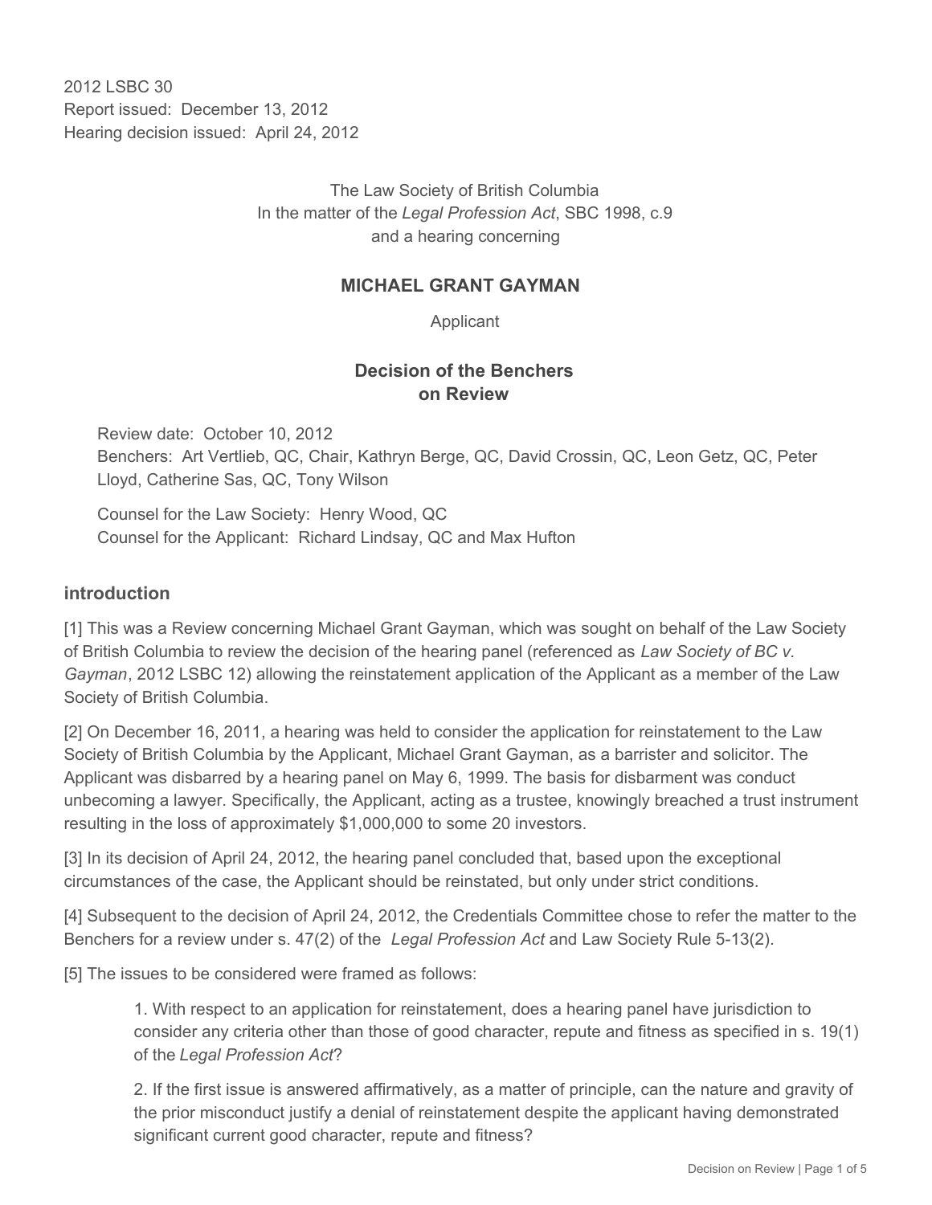2012 LSBC 30
Report issued: December 13, 2012
Hearing decision issued: April 24, 2012

The Law Society of British Columbia
In the matter of the *Legal Profession Act*, SBC 1998, c.9
and a hearing concerning

## MICHAEL GRANT GAYMAN

Applicant

### Decision of the Benchers on Review

Review date: October 10, 2012
Benchers: Art Vertlieb, QC, Chair, Kathryn Berge, QC, David Crossin, QC, Leon Getz, QC, Peter Lloyd, Catherine Sas, QC, Tony Wilson

Counsel for the Law Society: Henry Wood, QC
Counsel for the Applicant: Richard Lindsay, QC and Max Hufton

## introduction

[1] This was a Review concerning Michael Grant Gayman, which was sought on behalf of the Law Society of British Columbia to review the decision of the hearing panel (referenced as *Law Society of BC v. Gayman*, 2012 LSBC 12) allowing the reinstatement application of the Applicant as a member of the Law Society of British Columbia.

[2] On December 16, 2011, a hearing was held to consider the application for reinstatement to the Law Society of British Columbia by the Applicant, Michael Grant Gayman, as a barrister and solicitor. The Applicant was disbarred by a hearing panel on May 6, 1999. The basis for disbarment was conduct unbecoming a lawyer. Specifically, the Applicant, acting as a trustee, knowingly breached a trust instrument resulting in the loss of approximately $1,000,000 to some 20 investors.

[3] In its decision of April 24, 2012, the hearing panel concluded that, based upon the exceptional circumstances of the case, the Applicant should be reinstated, but only under strict conditions.

[4] Subsequent to the decision of April 24, 2012, the Credentials Committee chose to refer the matter to the Benchers for a review under s. 47(2) of the *Legal Profession Act* and Law Society Rule 5-13(2).

[5] The issues to be considered were framed as follows:

> 1. With respect to an application for reinstatement, does a hearing panel have jurisdiction to consider any criteria other than those of good character, repute and fitness as specified in s. 19(1) of the *Legal Profession Act*?
>
> 2. If the first issue is answered affirmatively, as a matter of principle, can the nature and gravity of the prior misconduct justify a denial of reinstatement despite the applicant having demonstrated significant current good character, repute and fitness?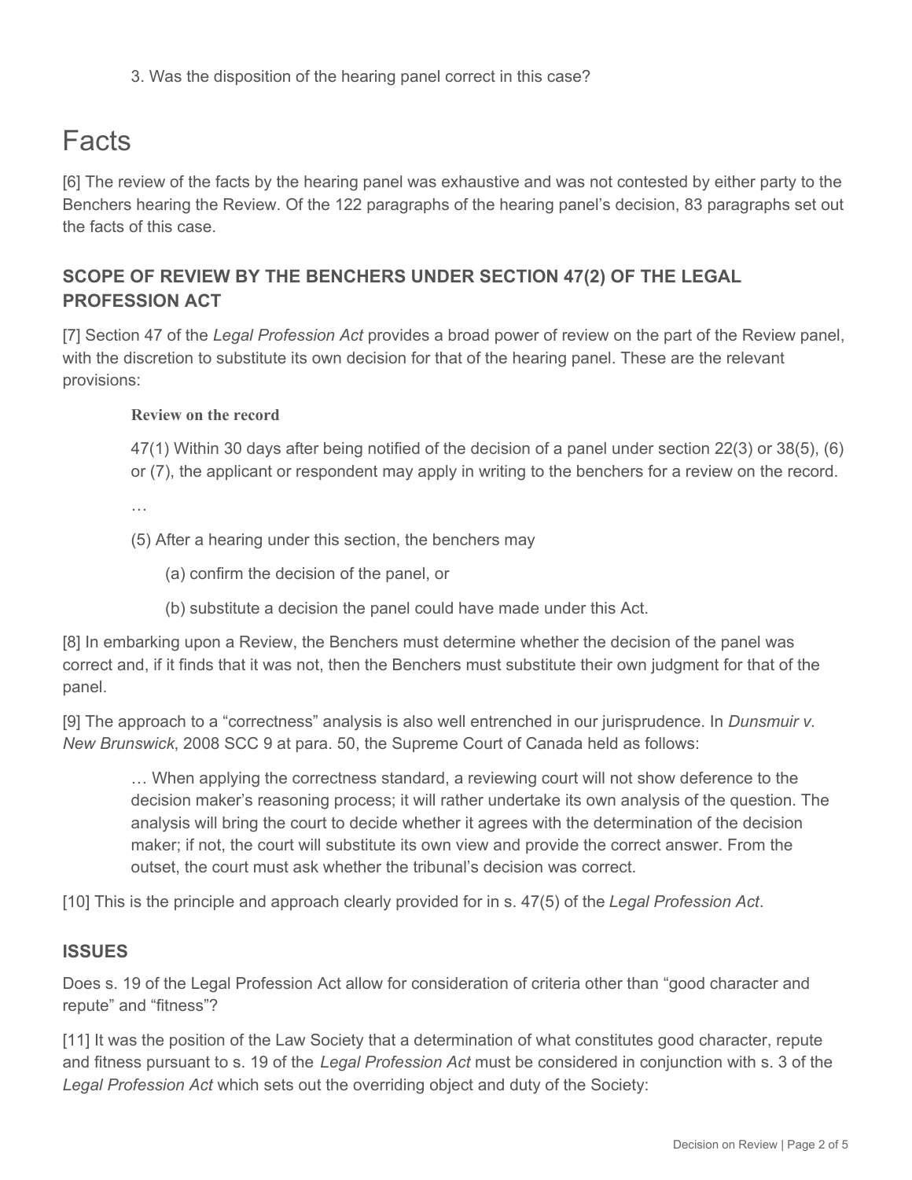3. Was the disposition of the hearing panel correct in this case?

# Facts

[6] The review of the facts by the hearing panel was exhaustive and was not contested by either party to the Benchers hearing the Review. Of the 122 paragraphs of the hearing panel's decision, 83 paragraphs set out the facts of this case.

## SCOPE OF REVIEW BY THE BENCHERS UNDER SECTION 47(2) OF THE LEGAL PROFESSION ACT

[7] Section 47 of the *Legal Profession Act* provides a broad power of review on the part of the Review panel, with the discretion to substitute its own decision for that of the hearing panel. These are the relevant provisions:

> **Review on the record**
>
> 47(1) Within 30 days after being notified of the decision of a panel under section 22(3) or 38(5), (6) or (7), the applicant or respondent may apply in writing to the benchers for a review on the record.
>
> …
>
> (5) After a hearing under this section, the benchers may
>
> (a) confirm the decision of the panel, or
>
> (b) substitute a decision the panel could have made under this Act.

[8] In embarking upon a Review, the Benchers must determine whether the decision of the panel was correct and, if it finds that it was not, then the Benchers must substitute their own judgment for that of the panel.

[9] The approach to a "correctness" analysis is also well entrenched in our jurisprudence. In *Dunsmuir v. New Brunswick*, 2008 SCC 9 at para. 50, the Supreme Court of Canada held as follows:

> … When applying the correctness standard, a reviewing court will not show deference to the decision maker's reasoning process; it will rather undertake its own analysis of the question. The analysis will bring the court to decide whether it agrees with the determination of the decision maker; if not, the court will substitute its own view and provide the correct answer. From the outset, the court must ask whether the tribunal's decision was correct.

[10] This is the principle and approach clearly provided for in s. 47(5) of the *Legal Profession Act*.

## ISSUES

Does s. 19 of the Legal Profession Act allow for consideration of criteria other than "good character and repute" and "fitness"?

[11] It was the position of the Law Society that a determination of what constitutes good character, repute and fitness pursuant to s. 19 of the *Legal Profession Act* must be considered in conjunction with s. 3 of the *Legal Profession Act* which sets out the overriding object and duty of the Society: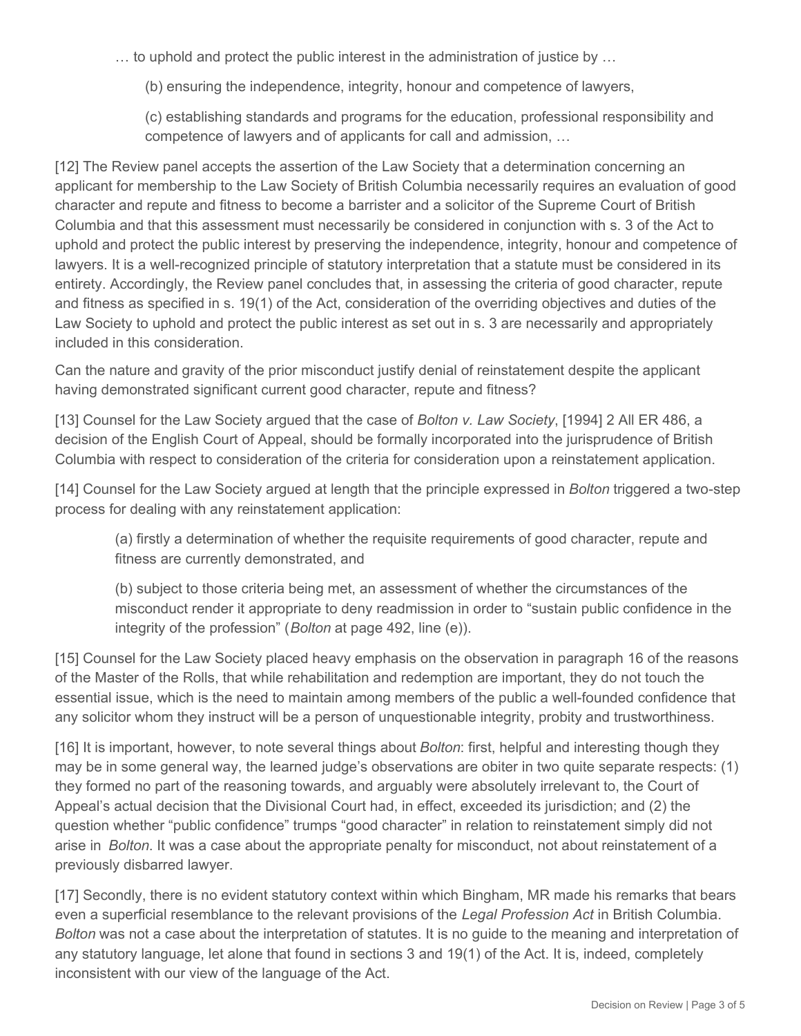> … to uphold and protect the public interest in the administration of justice by …
>
> > (b) ensuring the independence, integrity, honour and competence of lawyers,
> >
> > (c) establishing standards and programs for the education, professional responsibility and competence of lawyers and of applicants for call and admission, …

[12] The Review panel accepts the assertion of the Law Society that a determination concerning an applicant for membership to the Law Society of British Columbia necessarily requires an evaluation of good character and repute and fitness to become a barrister and a solicitor of the Supreme Court of British Columbia and that this assessment must necessarily be considered in conjunction with s. 3 of the Act to uphold and protect the public interest by preserving the independence, integrity, honour and competence of lawyers. It is a well-recognized principle of statutory interpretation that a statute must be considered in its entirety. Accordingly, the Review panel concludes that, in assessing the criteria of good character, repute and fitness as specified in s. 19(1) of the Act, consideration of the overriding objectives and duties of the Law Society to uphold and protect the public interest as set out in s. 3 are necessarily and appropriately included in this consideration.

Can the nature and gravity of the prior misconduct justify denial of reinstatement despite the applicant having demonstrated significant current good character, repute and fitness?

[13] Counsel for the Law Society argued that the case of *Bolton v. Law Society*, [1994] 2 All ER 486, a decision of the English Court of Appeal, should be formally incorporated into the jurisprudence of British Columbia with respect to consideration of the criteria for consideration upon a reinstatement application.

[14] Counsel for the Law Society argued at length that the principle expressed in *Bolton* triggered a two-step process for dealing with any reinstatement application:

> (a) firstly a determination of whether the requisite requirements of good character, repute and fitness are currently demonstrated, and
>
> (b) subject to those criteria being met, an assessment of whether the circumstances of the misconduct render it appropriate to deny readmission in order to "sustain public confidence in the integrity of the profession" (*Bolton* at page 492, line (e)).

[15] Counsel for the Law Society placed heavy emphasis on the observation in paragraph 16 of the reasons of the Master of the Rolls, that while rehabilitation and redemption are important, they do not touch the essential issue, which is the need to maintain among members of the public a well-founded confidence that any solicitor whom they instruct will be a person of unquestionable integrity, probity and trustworthiness.

[16] It is important, however, to note several things about *Bolton*: first, helpful and interesting though they may be in some general way, the learned judge's observations are obiter in two quite separate respects: (1) they formed no part of the reasoning towards, and arguably were absolutely irrelevant to, the Court of Appeal's actual decision that the Divisional Court had, in effect, exceeded its jurisdiction; and (2) the question whether "public confidence" trumps "good character" in relation to reinstatement simply did not arise in *Bolton*. It was a case about the appropriate penalty for misconduct, not about reinstatement of a previously disbarred lawyer.

[17] Secondly, there is no evident statutory context within which Bingham, MR made his remarks that bears even a superficial resemblance to the relevant provisions of the *Legal Profession Act* in British Columbia. *Bolton* was not a case about the interpretation of statutes. It is no guide to the meaning and interpretation of any statutory language, let alone that found in sections 3 and 19(1) of the Act. It is, indeed, completely inconsistent with our view of the language of the Act.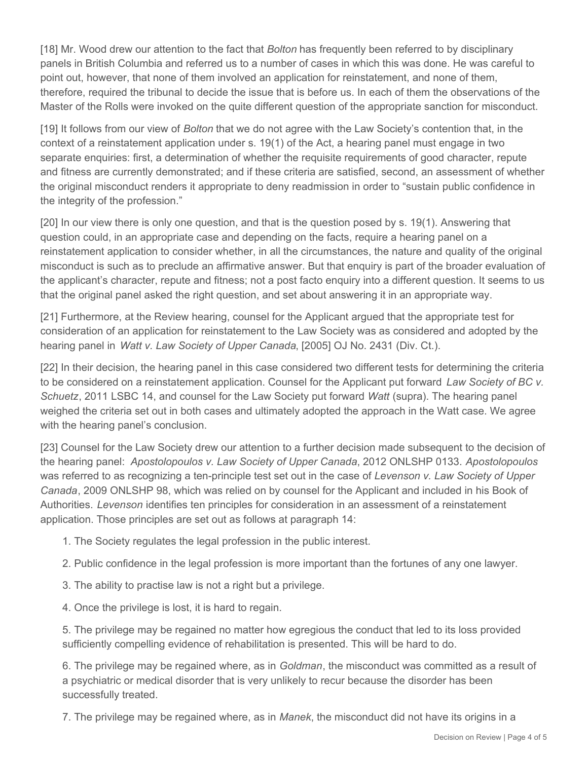[18] Mr. Wood drew our attention to the fact that *Bolton* has frequently been referred to by disciplinary panels in British Columbia and referred us to a number of cases in which this was done. He was careful to point out, however, that none of them involved an application for reinstatement, and none of them, therefore, required the tribunal to decide the issue that is before us. In each of them the observations of the Master of the Rolls were invoked on the quite different question of the appropriate sanction for misconduct.

[19] It follows from our view of *Bolton* that we do not agree with the Law Society's contention that, in the context of a reinstatement application under s. 19(1) of the Act, a hearing panel must engage in two separate enquiries: first, a determination of whether the requisite requirements of good character, repute and fitness are currently demonstrated; and if these criteria are satisfied, second, an assessment of whether the original misconduct renders it appropriate to deny readmission in order to "sustain public confidence in the integrity of the profession."

[20] In our view there is only one question, and that is the question posed by s. 19(1). Answering that question could, in an appropriate case and depending on the facts, require a hearing panel on a reinstatement application to consider whether, in all the circumstances, the nature and quality of the original misconduct is such as to preclude an affirmative answer. But that enquiry is part of the broader evaluation of the applicant's character, repute and fitness; not a post facto enquiry into a different question. It seems to us that the original panel asked the right question, and set about answering it in an appropriate way.

[21] Furthermore, at the Review hearing, counsel for the Applicant argued that the appropriate test for consideration of an application for reinstatement to the Law Society was as considered and adopted by the hearing panel in *Watt v. Law Society of Upper Canada*, [2005] OJ No. 2431 (Div. Ct.).

[22] In their decision, the hearing panel in this case considered two different tests for determining the criteria to be considered on a reinstatement application. Counsel for the Applicant put forward *Law Society of BC v. Schuetz*, 2011 LSBC 14, and counsel for the Law Society put forward *Watt* (supra). The hearing panel weighed the criteria set out in both cases and ultimately adopted the approach in the Watt case. We agree with the hearing panel's conclusion.

[23] Counsel for the Law Society drew our attention to a further decision made subsequent to the decision of the hearing panel: *Apostolopoulos v. Law Society of Upper Canada*, 2012 ONLSHP 0133. *Apostolopoulos* was referred to as recognizing a ten-principle test set out in the case of *Levenson v. Law Society of Upper Canada*, 2009 ONLSHP 98, which was relied on by counsel for the Applicant and included in his Book of Authorities. *Levenson* identifies ten principles for consideration in an assessment of a reinstatement application. Those principles are set out as follows at paragraph 14:

1. The Society regulates the legal profession in the public interest.

2. Public confidence in the legal profession is more important than the fortunes of any one lawyer.

3. The ability to practise law is not a right but a privilege.

4. Once the privilege is lost, it is hard to regain.

5. The privilege may be regained no matter how egregious the conduct that led to its loss provided sufficiently compelling evidence of rehabilitation is presented. This will be hard to do.

6. The privilege may be regained where, as in *Goldman*, the misconduct was committed as a result of a psychiatric or medical disorder that is very unlikely to recur because the disorder has been successfully treated.

7. The privilege may be regained where, as in *Manek*, the misconduct did not have its origins in a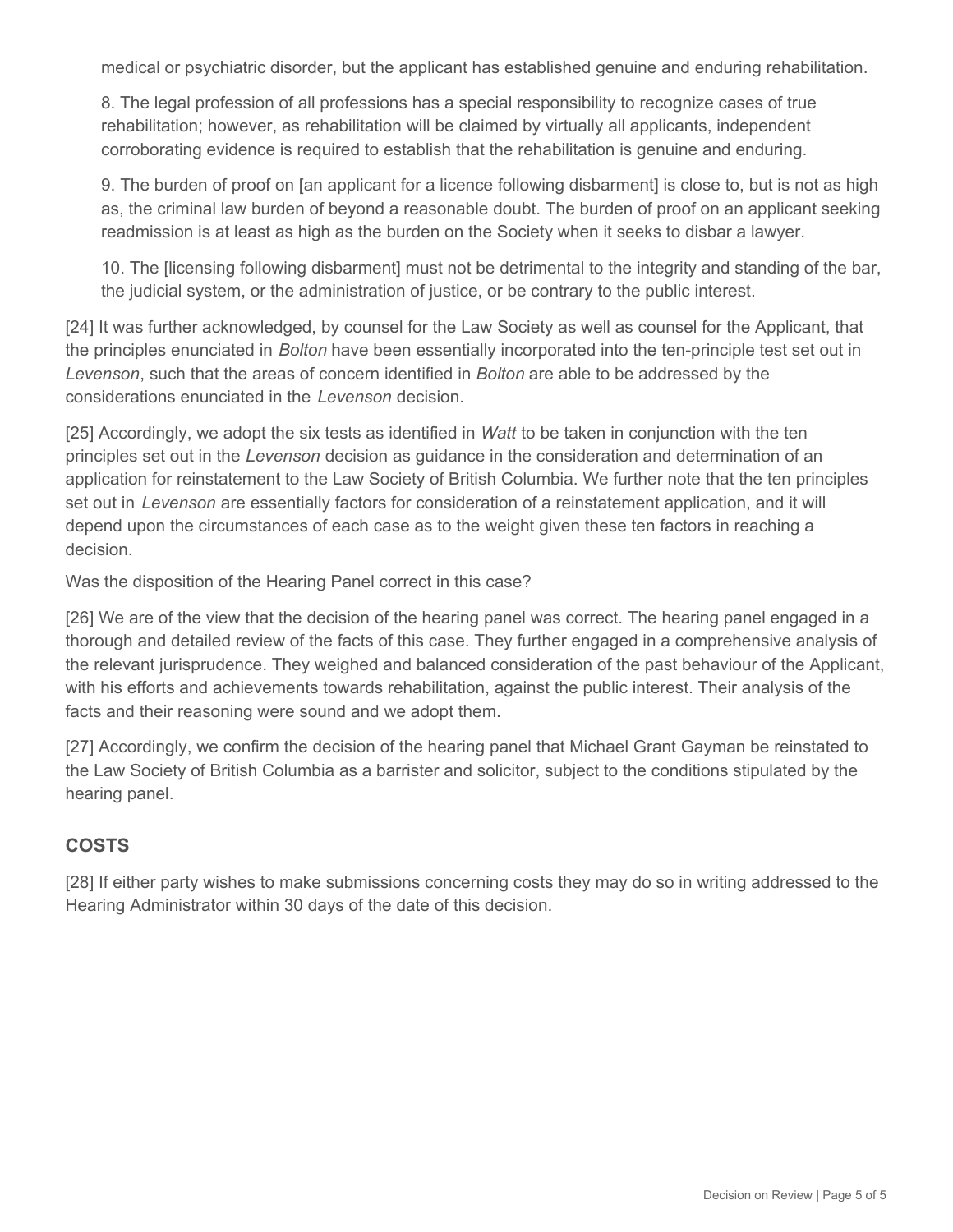medical or psychiatric disorder, but the applicant has established genuine and enduring rehabilitation.

8. The legal profession of all professions has a special responsibility to recognize cases of true rehabilitation; however, as rehabilitation will be claimed by virtually all applicants, independent corroborating evidence is required to establish that the rehabilitation is genuine and enduring.

9. The burden of proof on [an applicant for a licence following disbarment] is close to, but is not as high as, the criminal law burden of beyond a reasonable doubt. The burden of proof on an applicant seeking readmission is at least as high as the burden on the Society when it seeks to disbar a lawyer.

10. The [licensing following disbarment] must not be detrimental to the integrity and standing of the bar, the judicial system, or the administration of justice, or be contrary to the public interest.

[24] It was further acknowledged, by counsel for the Law Society as well as counsel for the Applicant, that the principles enunciated in *Bolton* have been essentially incorporated into the ten-principle test set out in *Levenson*, such that the areas of concern identified in *Bolton* are able to be addressed by the considerations enunciated in the *Levenson* decision.

[25] Accordingly, we adopt the six tests as identified in *Watt* to be taken in conjunction with the ten principles set out in the *Levenson* decision as guidance in the consideration and determination of an application for reinstatement to the Law Society of British Columbia. We further note that the ten principles set out in *Levenson* are essentially factors for consideration of a reinstatement application, and it will depend upon the circumstances of each case as to the weight given these ten factors in reaching a decision.

Was the disposition of the Hearing Panel correct in this case?

[26] We are of the view that the decision of the hearing panel was correct. The hearing panel engaged in a thorough and detailed review of the facts of this case. They further engaged in a comprehensive analysis of the relevant jurisprudence. They weighed and balanced consideration of the past behaviour of the Applicant, with his efforts and achievements towards rehabilitation, against the public interest. Their analysis of the facts and their reasoning were sound and we adopt them.

[27] Accordingly, we confirm the decision of the hearing panel that Michael Grant Gayman be reinstated to the Law Society of British Columbia as a barrister and solicitor, subject to the conditions stipulated by the hearing panel.

## COSTS

[28] If either party wishes to make submissions concerning costs they may do so in writing addressed to the Hearing Administrator within 30 days of the date of this decision.